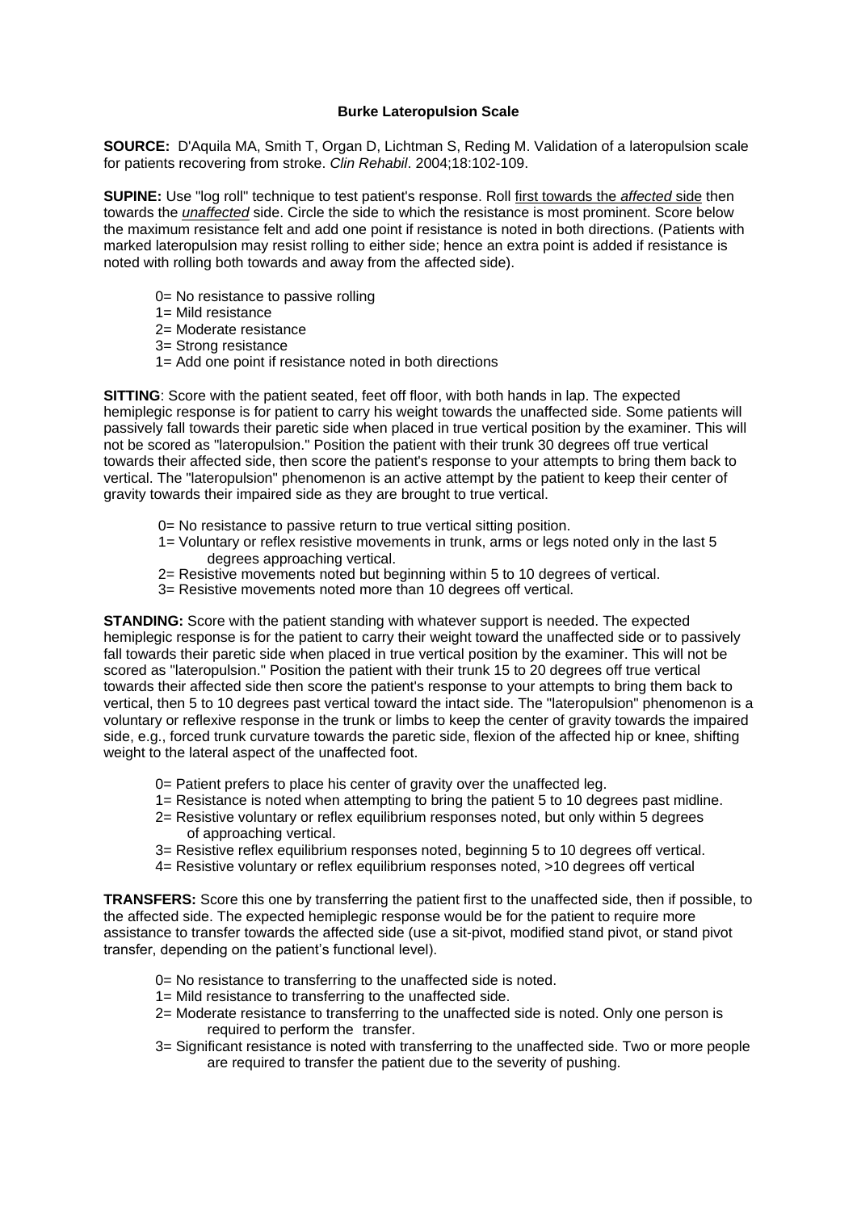# Burke Lateropulsion Scale

**SOURCE:** D'Aquila MA, Smith T, Organ D, Lichtman S, Reding M. Validation of a lateropulsion scale for patients recovering from stroke. *Clin Rehabil*. 2004;18:102-109.

**SUPINE:** Use "log roll" technique to test patient's response. Roll first towards the *affected* side then towards the ***unaffected*** side. Circle the side to which the resistance is most prominent. Score below the maximum resistance felt and add one point if resistance is noted in both directions. (Patients with marked lateropulsion may resist rolling to either side; hence an extra point is added if resistance is noted with rolling both towards and away from the affected side).

- 0= No resistance to passive rolling
- 1= Mild resistance
- 2= Moderate resistance
- 3= Strong resistance
- 1= Add one point if resistance noted in both directions

**SITTING**: Score with the patient seated, feet off floor, with both hands in lap. The expected hemiplegic response is for patient to carry his weight towards the unaffected side. Some patients will passively fall towards their paretic side when placed in true vertical position by the examiner. This will not be scored as "lateropulsion." Position the patient with their trunk 30 degrees off true vertical towards their affected side, then score the patient's response to your attempts to bring them back to vertical. The "lateropulsion" phenomenon is an active attempt by the patient to keep their center of gravity towards their impaired side as they are brought to true vertical.

- 0= No resistance to passive return to true vertical sitting position.
- 1= Voluntary or reflex resistive movements in trunk, arms or legs noted only in the last 5 degrees approaching vertical.
- 2= Resistive movements noted but beginning within 5 to 10 degrees of vertical.
- 3= Resistive movements noted more than 10 degrees off vertical.

**STANDING:** Score with the patient standing with whatever support is needed. The expected hemiplegic response is for the patient to carry their weight toward the unaffected side or to passively fall towards their paretic side when placed in true vertical position by the examiner. This will not be scored as "lateropulsion." Position the patient with their trunk 15 to 20 degrees off true vertical towards their affected side then score the patient's response to your attempts to bring them back to vertical, then 5 to 10 degrees past vertical toward the intact side. The "lateropulsion" phenomenon is a voluntary or reflexive response in the trunk or limbs to keep the center of gravity towards the impaired side, e.g., forced trunk curvature towards the paretic side, flexion of the affected hip or knee, shifting weight to the lateral aspect of the unaffected foot.

- 0= Patient prefers to place his center of gravity over the unaffected leg.
- 1= Resistance is noted when attempting to bring the patient 5 to 10 degrees past midline.
- 2= Resistive voluntary or reflex equilibrium responses noted, but only within 5 degrees of approaching vertical.
- 3= Resistive reflex equilibrium responses noted, beginning 5 to 10 degrees off vertical.
- 4= Resistive voluntary or reflex equilibrium responses noted, >10 degrees off vertical

**TRANSFERS:** Score this one by transferring the patient first to the unaffected side, then if possible, to the affected side. The expected hemiplegic response would be for the patient to require more assistance to transfer towards the affected side (use a sit-pivot, modified stand pivot, or stand pivot transfer, depending on the patient's functional level).

- 0= No resistance to transferring to the unaffected side is noted.
- 1= Mild resistance to transferring to the unaffected side.
- 2= Moderate resistance to transferring to the unaffected side is noted. Only one person is required to perform the transfer.
- 3= Significant resistance is noted with transferring to the unaffected side. Two or more people are required to transfer the patient due to the severity of pushing.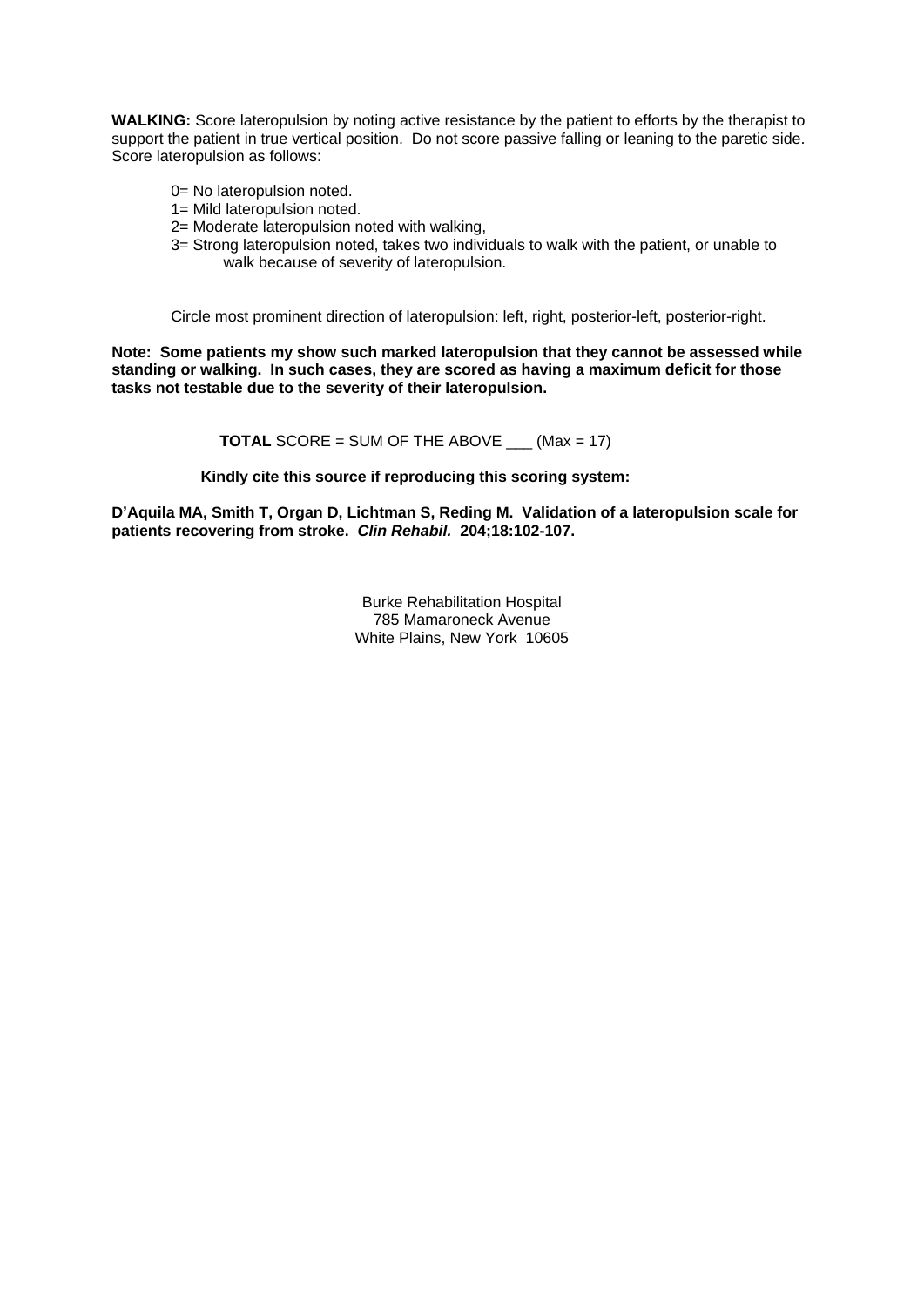**WALKING:** Score lateropulsion by noting active resistance by the patient to efforts by the therapist to support the patient in true vertical position. Do not score passive falling or leaning to the paretic side. Score lateropulsion as follows:

0= No lateropulsion noted.
1= Mild lateropulsion noted.
2= Moderate lateropulsion noted with walking,
3= Strong lateropulsion noted, takes two individuals to walk with the patient, or unable to walk because of severity of lateropulsion.

Circle most prominent direction of lateropulsion: left, right, posterior-left, posterior-right.

**Note: Some patients my show such marked lateropulsion that they cannot be assessed while standing or walking. In such cases, they are scored as having a maximum deficit for those tasks not testable due to the severity of their lateropulsion.**

**TOTAL** SCORE = SUM OF THE ABOVE ___ (Max = 17)

**Kindly cite this source if reproducing this scoring system:**

**D'Aquila MA, Smith T, Organ D, Lichtman S, Reding M. Validation of a lateropulsion scale for patients recovering from stroke. *Clin Rehabil.* 204;18:102-107.**

Burke Rehabilitation Hospital
785 Mamaroneck Avenue
White Plains, New York 10605